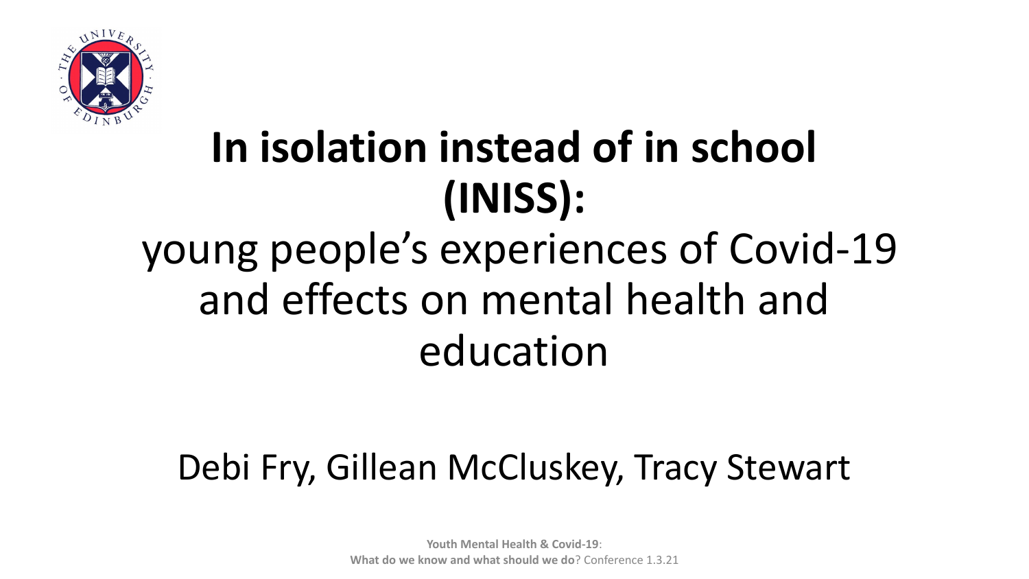# In isolation instead of in school (INISS):

## young people's experiences of Covid-19 and effects on mental health and education

Debi Fry, Gillean McCluskey, Tracy Stewart

**Youth Mental Health & Covid-19**:
**What do we know and what should we do**? Conference 1.3.21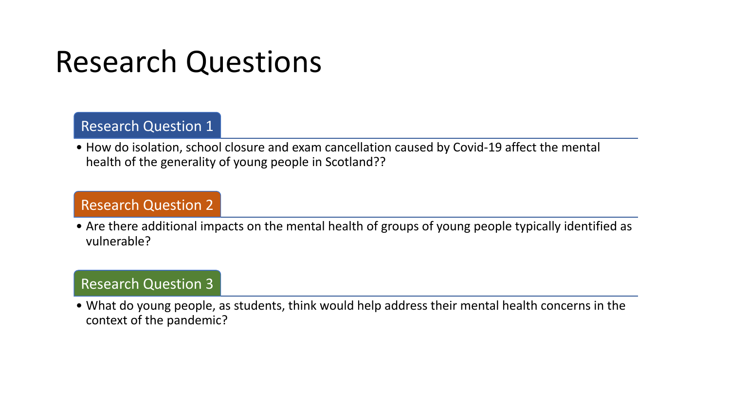# Research Questions

## Research Question 1

- How do isolation, school closure and exam cancellation caused by Covid-19 affect the mental health of the generality of young people in Scotland??

## Research Question 2

- Are there additional impacts on the mental health of groups of young people typically identified as vulnerable?

## Research Question 3

- What do young people, as students, think would help address their mental health concerns in the context of the pandemic?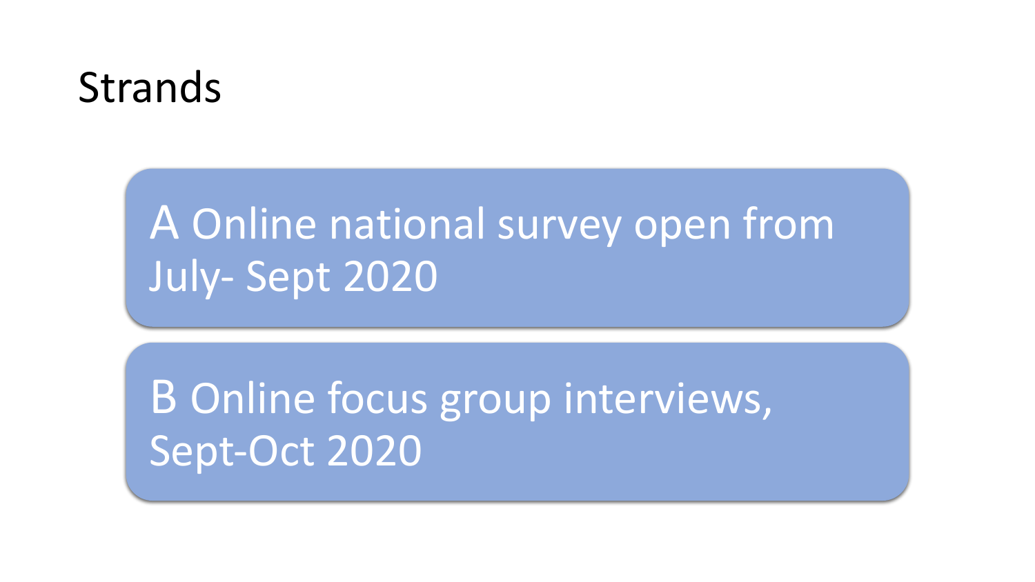# Strands

A Online national survey open from July- Sept 2020

B Online focus group interviews, Sept-Oct 2020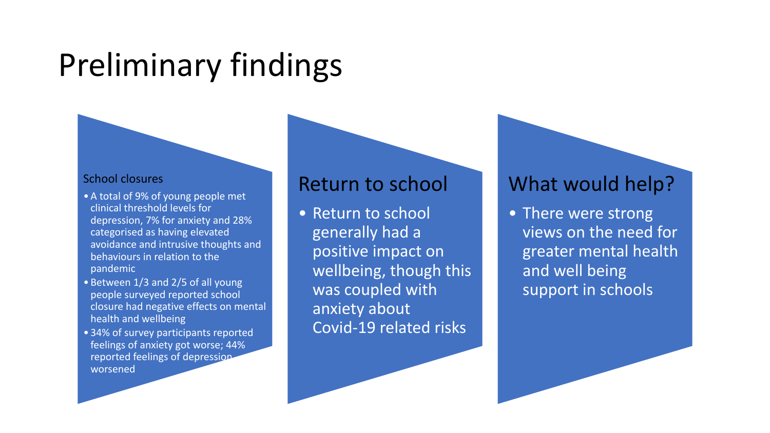# Preliminary findings

## School closures

- A total of 9% of young people met clinical threshold levels for depression, 7% for anxiety and 28% categorised as having elevated avoidance and intrusive thoughts and behaviours in relation to the pandemic
- Between 1/3 and 2/5 of all young people surveyed reported school closure had negative effects on mental health and wellbeing
- 34% of survey participants reported feelings of anxiety got worse; 44% reported feelings of depression worsened

## Return to school

- Return to school generally had a positive impact on wellbeing, though this was coupled with anxiety about Covid-19 related risks

## What would help?

- There were strong views on the need for greater mental health and well being support in schools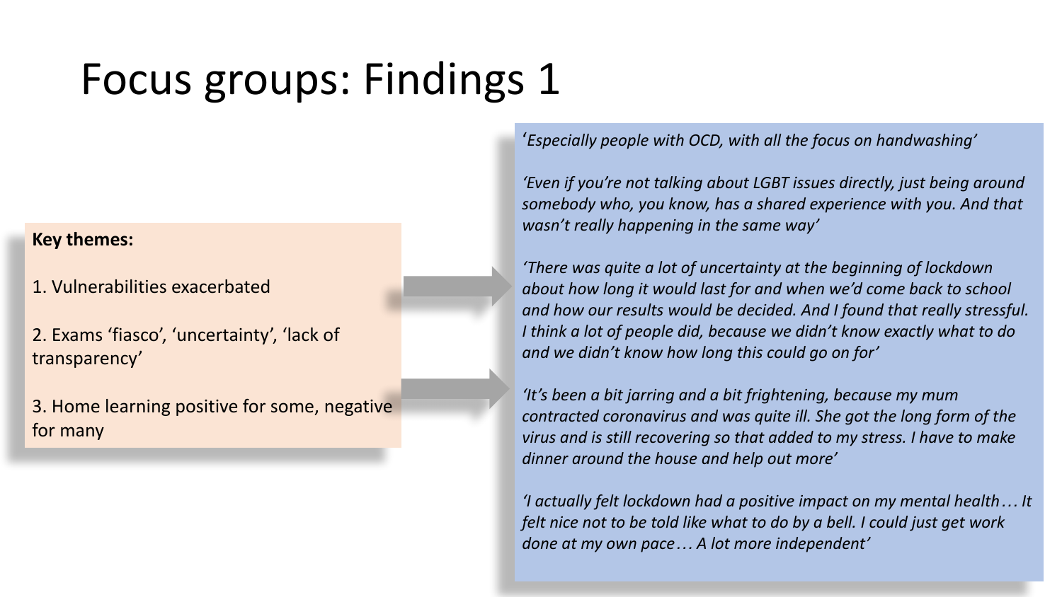# Focus groups: Findings 1

**Key themes:**

1. Vulnerabilities exacerbated

2. Exams 'fiasco', 'uncertainty', 'lack of transparency'

3. Home learning positive for some, negative for many

*'Especially people with OCD, with all the focus on handwashing'*

*'Even if you're not talking about LGBT issues directly, just being around somebody who, you know, has a shared experience with you. And that wasn't really happening in the same way'*

*'There was quite a lot of uncertainty at the beginning of lockdown about how long it would last for and when we'd come back to school and how our results would be decided. And I found that really stressful. I think a lot of people did, because we didn't know exactly what to do and we didn't know how long this could go on for'*

*'It's been a bit jarring and a bit frightening, because my mum contracted coronavirus and was quite ill. She got the long form of the virus and is still recovering so that added to my stress. I have to make dinner around the house and help out more'*

*'I actually felt lockdown had a positive impact on my mental health… It felt nice not to be told like what to do by a bell. I could just get work done at my own pace… A lot more independent'*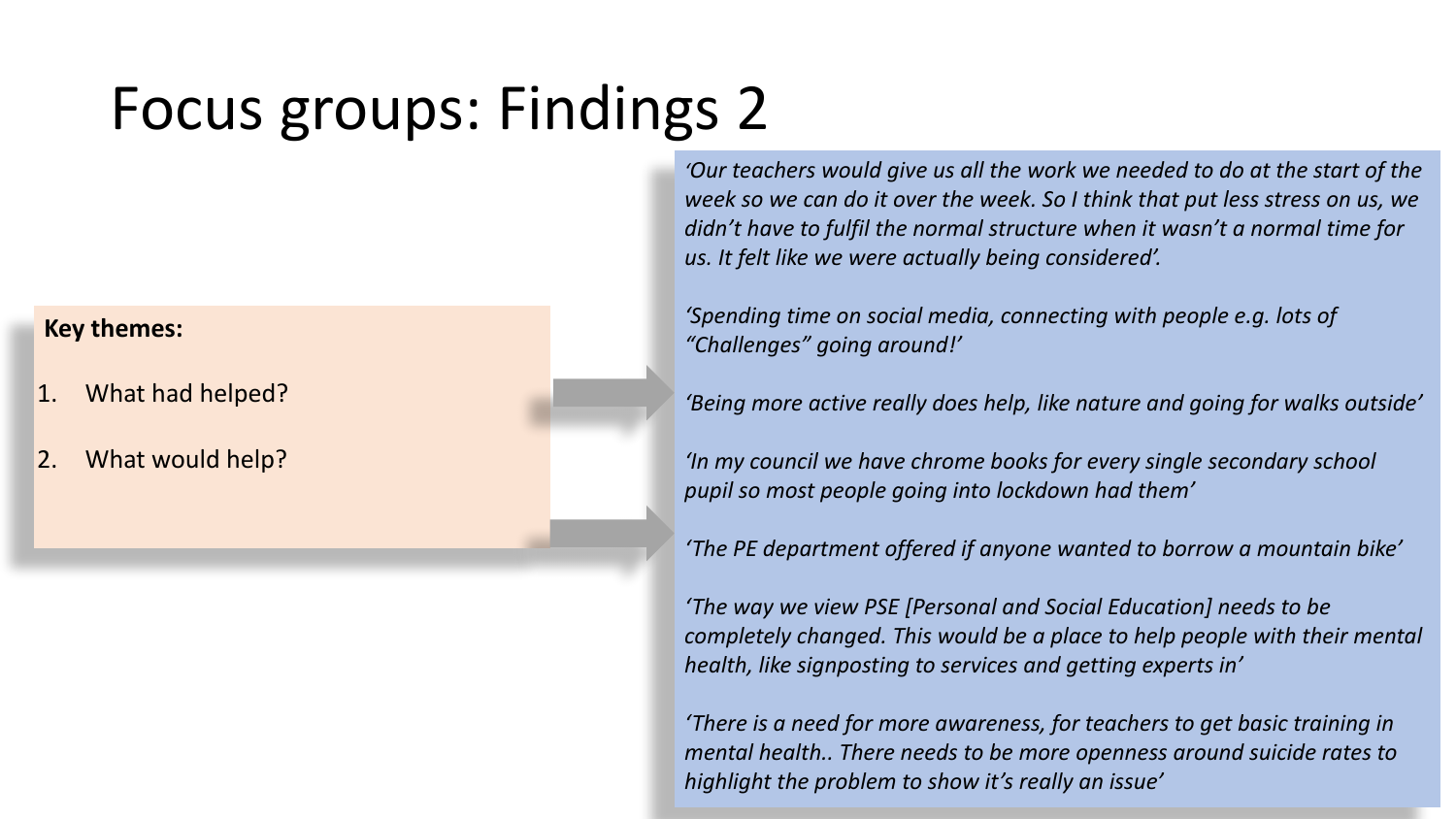# Focus groups: Findings 2

**Key themes:**

1. What had helped?
2. What would help?

*'Our teachers would give us all the work we needed to do at the start of the week so we can do it over the week. So I think that put less stress on us, we didn't have to fulfil the normal structure when it wasn't a normal time for us. It felt like we were actually being considered'.*

*'Spending time on social media, connecting with people e.g. lots of "Challenges" going around!'*

*'Being more active really does help, like nature and going for walks outside'*

*'In my council we have chrome books for every single secondary school pupil so most people going into lockdown had them'*

*'The PE department offered if anyone wanted to borrow a mountain bike'*

*'The way we view PSE [Personal and Social Education] needs to be completely changed. This would be a place to help people with their mental health, like signposting to services and getting experts in'*

*'There is a need for more awareness, for teachers to get basic training in mental health.. There needs to be more openness around suicide rates to highlight the problem to show it's really an issue'*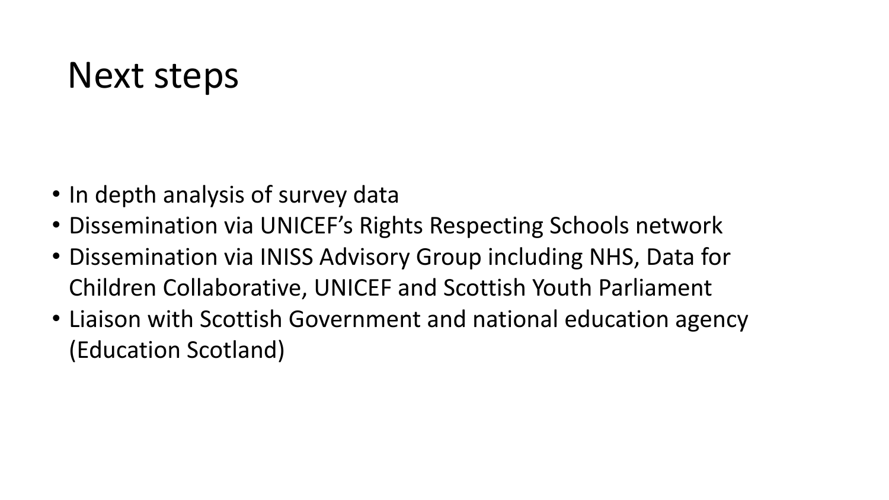# Next steps

- In depth analysis of survey data
- Dissemination via UNICEF's Rights Respecting Schools network
- Dissemination via INISS Advisory Group including NHS, Data for Children Collaborative, UNICEF and Scottish Youth Parliament
- Liaison with Scottish Government and national education agency (Education Scotland)